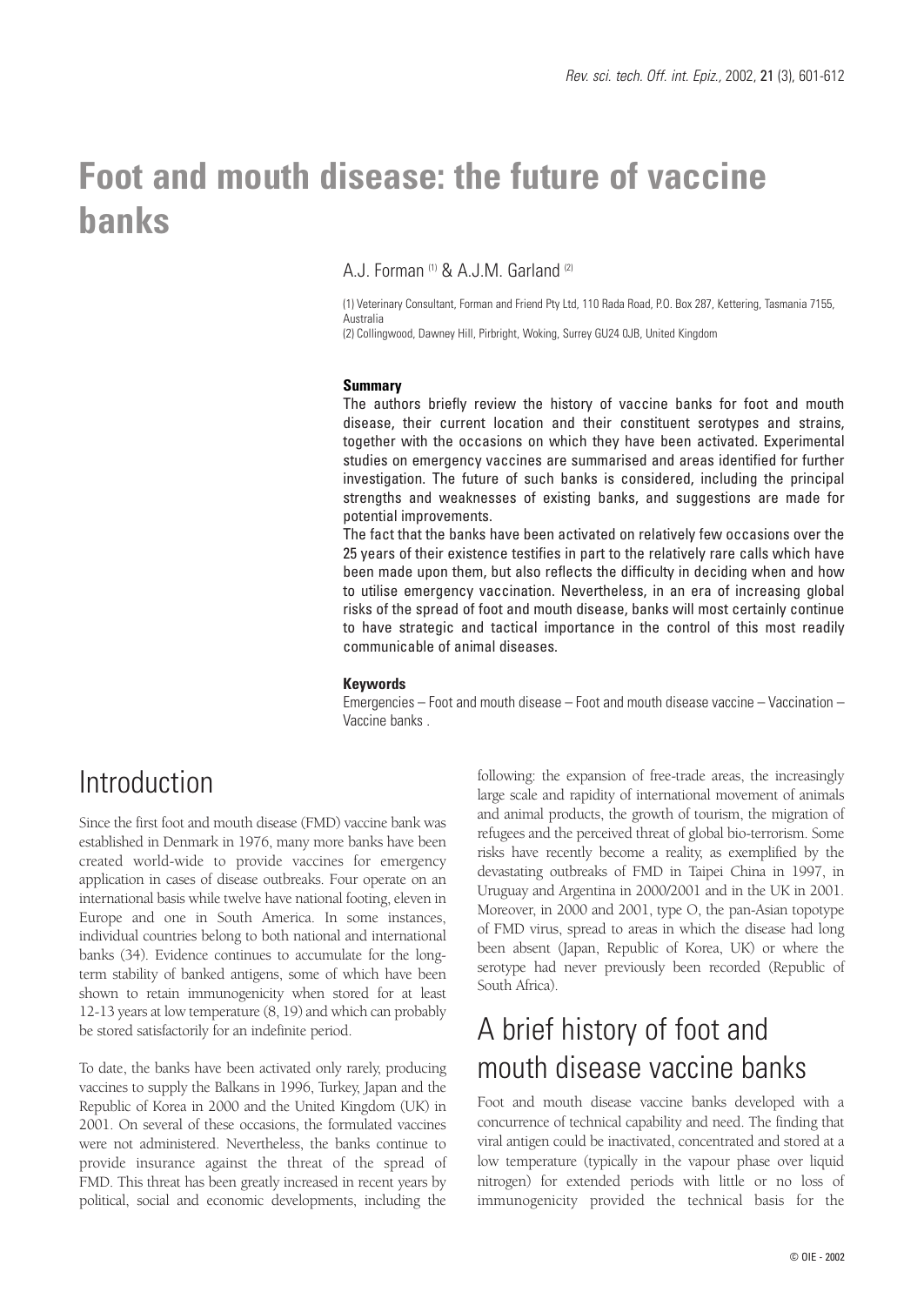# Foot and mouth disease: the future of vaccine banks

A.J. Forman [(1)] & A.J.M. Garland [(2)]

(1) Veterinary Consultant, Forman and Friend Pty Ltd, 110 Rada Road, P.O. Box 287, Kettering, Tasmania 7155, Australia

(2) Collingwood, Dawney Hill, Pirbright, Woking, Surrey GU24 0JB, United Kingdom

### Summary

The authors briefly review the history of vaccine banks for foot and mouth disease, their current location and their constituent serotypes and strains, together with the occasions on which they have been activated. Experimental studies on emergency vaccines are summarised and areas identified for further investigation. The future of such banks is considered, including the principal strengths and weaknesses of existing banks, and suggestions are made for potential improvements.

The fact that the banks have been activated on relatively few occasions over the 25 years of their existence testifies in part to the relatively rare calls which have been made upon them, but also reflects the difficulty in deciding when and how to utilise emergency vaccination. Nevertheless, in an era of increasing global risks of the spread of foot and mouth disease, banks will most certainly continue to have strategic and tactical importance in the control of this most readily communicable of animal diseases.

### Keywords

Emergencies – Foot and mouth disease – Foot and mouth disease vaccine – Vaccination – Vaccine banks .

## Introduction

Since the first foot and mouth disease (FMD) vaccine bank was established in Denmark in 1976, many more banks have been created world-wide to provide vaccines for emergency application in cases of disease outbreaks. Four operate on an international basis while twelve have national footing, eleven in Europe and one in South America. In some instances, individual countries belong to both national and international banks (34). Evidence continues to accumulate for the long-term stability of banked antigens, some of which have been shown to retain immunogenicity when stored for at least 12-13 years at low temperature (8, 19) and which can probably be stored satisfactorily for an indefinite period.

To date, the banks have been activated only rarely, producing vaccines to supply the Balkans in 1996, Turkey, Japan and the Republic of Korea in 2000 and the United Kingdom (UK) in 2001. On several of these occasions, the formulated vaccines were not administered. Nevertheless, the banks continue to provide insurance against the threat of the spread of FMD. This threat has been greatly increased in recent years by political, social and economic developments, including the following: the expansion of free-trade areas, the increasingly large scale and rapidity of international movement of animals and animal products, the growth of tourism, the migration of refugees and the perceived threat of global bio-terrorism. Some risks have recently become a reality, as exemplified by the devastating outbreaks of FMD in Taipei China in 1997, in Uruguay and Argentina in 2000/2001 and in the UK in 2001. Moreover, in 2000 and 2001, type O, the pan-Asian topotype of FMD virus, spread to areas in which the disease had long been absent (Japan, Republic of Korea, UK) or where the serotype had never previously been recorded (Republic of South Africa).

## A brief history of foot and mouth disease vaccine banks

Foot and mouth disease vaccine banks developed with a concurrence of technical capability and need. The finding that viral antigen could be inactivated, concentrated and stored at a low temperature (typically in the vapour phase over liquid nitrogen) for extended periods with little or no loss of immunogenicity provided the technical basis for the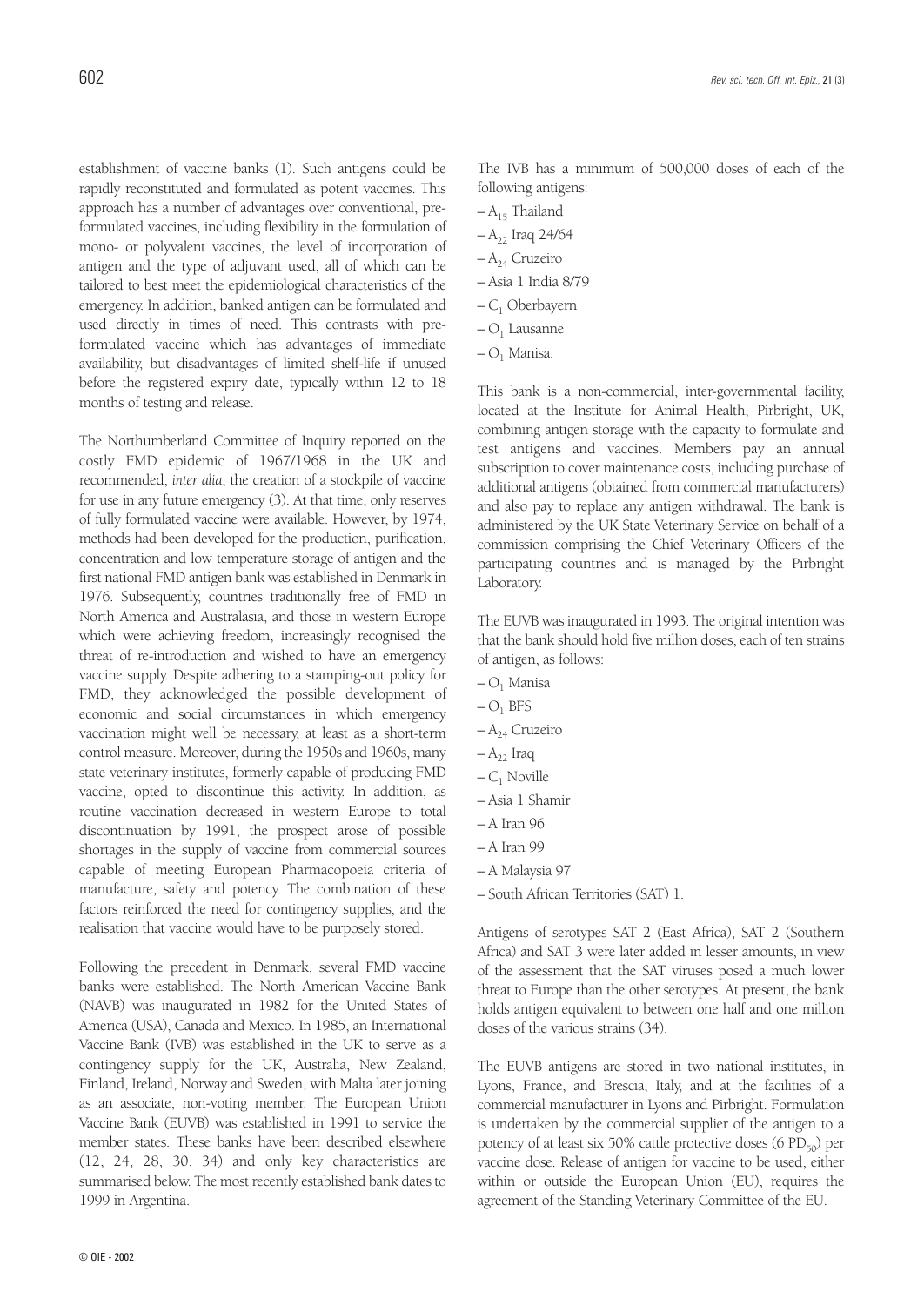establishment of vaccine banks (1). Such antigens could be rapidly reconstituted and formulated as potent vaccines. This approach has a number of advantages over conventional, pre-formulated vaccines, including flexibility in the formulation of mono- or polyvalent vaccines, the level of incorporation of antigen and the type of adjuvant used, all of which can be tailored to best meet the epidemiological characteristics of the emergency. In addition, banked antigen can be formulated and used directly in times of need. This contrasts with pre-formulated vaccine which has advantages of immediate availability, but disadvantages of limited shelf-life if unused before the registered expiry date, typically within 12 to 18 months of testing and release.

The Northumberland Committee of Inquiry reported on the costly FMD epidemic of 1967/1968 in the UK and recommended, *inter alia*, the creation of a stockpile of vaccine for use in any future emergency (3). At that time, only reserves of fully formulated vaccine were available. However, by 1974, methods had been developed for the production, purification, concentration and low temperature storage of antigen and the first national FMD antigen bank was established in Denmark in 1976. Subsequently, countries traditionally free of FMD in North America and Australasia, and those in western Europe which were achieving freedom, increasingly recognised the threat of re-introduction and wished to have an emergency vaccine supply. Despite adhering to a stamping-out policy for FMD, they acknowledged the possible development of economic and social circumstances in which emergency vaccination might well be necessary, at least as a short-term control measure. Moreover, during the 1950s and 1960s, many state veterinary institutes, formerly capable of producing FMD vaccine, opted to discontinue this activity. In addition, as routine vaccination decreased in western Europe to total discontinuation by 1991, the prospect arose of possible shortages in the supply of vaccine from commercial sources capable of meeting European Pharmacopoeia criteria of manufacture, safety and potency. The combination of these factors reinforced the need for contingency supplies, and the realisation that vaccine would have to be purposely stored.

Following the precedent in Denmark, several FMD vaccine banks were established. The North American Vaccine Bank (NAVB) was inaugurated in 1982 for the United States of America (USA), Canada and Mexico. In 1985, an International Vaccine Bank (IVB) was established in the UK to serve as a contingency supply for the UK, Australia, New Zealand, Finland, Ireland, Norway and Sweden, with Malta later joining as an associate, non-voting member. The European Union Vaccine Bank (EUVB) was established in 1991 to service the member states. These banks have been described elsewhere (12, 24, 28, 30, 34) and only key characteristics are summarised below. The most recently established bank dates to 1999 in Argentina.

The IVB has a minimum of 500,000 doses of each of the following antigens:

- $A_{15}$ Thailand
- $A_{22}$ Iraq 24/64
- $A_{24}$ Cruzeiro
- Asia 1 India 8/79
- $C_1$ Oberbayern
- $O_1$ Lausanne
- $O_1$ Manisa.

This bank is a non-commercial, inter-governmental facility, located at the Institute for Animal Health, Pirbright, UK, combining antigen storage with the capacity to formulate and test antigens and vaccines. Members pay an annual subscription to cover maintenance costs, including purchase of additional antigens (obtained from commercial manufacturers) and also pay to replace any antigen withdrawal. The bank is administered by the UK State Veterinary Service on behalf of a commission comprising the Chief Veterinary Officers of the participating countries and is managed by the Pirbright Laboratory.

The EUVB was inaugurated in 1993. The original intention was that the bank should hold five million doses, each of ten strains of antigen, as follows:

- $O_1$ Manisa
- $O_1$ BFS
- $A_{24}$ Cruzeiro
- $A_{22}$ Iraq
- $C_1$ Noville
- Asia 1 Shamir
- A Iran 96
- A Iran 99
- A Malaysia 97
- South African Territories (SAT) 1.

Antigens of serotypes SAT 2 (East Africa), SAT 2 (Southern Africa) and SAT 3 were later added in lesser amounts, in view of the assessment that the SAT viruses posed a much lower threat to Europe than the other serotypes. At present, the bank holds antigen equivalent to between one half and one million doses of the various strains (34).

The EUVB antigens are stored in two national institutes, in Lyons, France, and Brescia, Italy, and at the facilities of a commercial manufacturer in Lyons and Pirbright. Formulation is undertaken by the commercial supplier of the antigen to a potency of at least six 50% cattle protective doses (6 $PD_{50}$) per vaccine dose. Release of antigen for vaccine to be used, either within or outside the European Union (EU), requires the agreement of the Standing Veterinary Committee of the EU.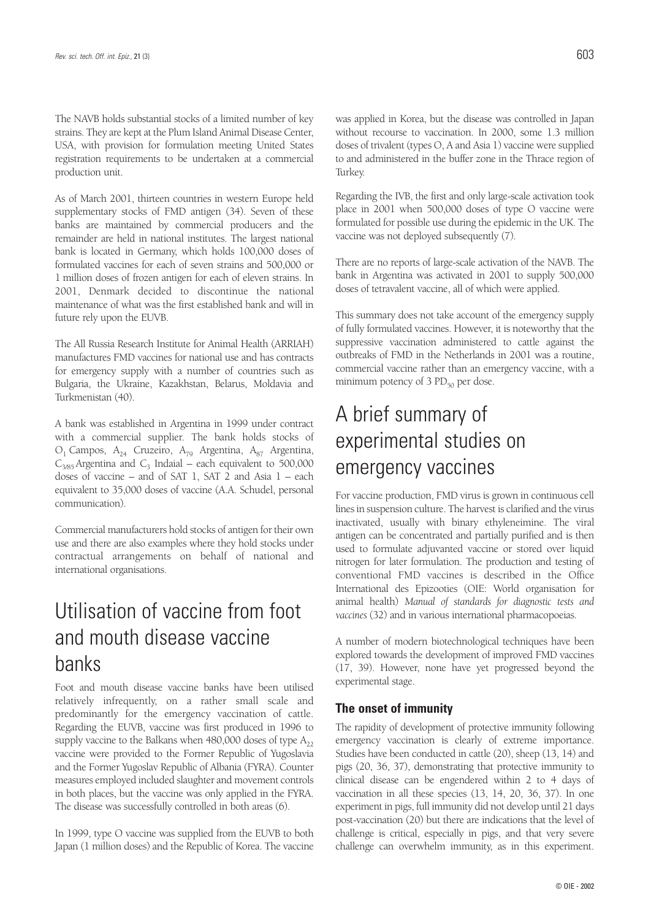The NAVB holds substantial stocks of a limited number of key strains. They are kept at the Plum Island Animal Disease Center, USA, with provision for formulation meeting United States registration requirements to be undertaken at a commercial production unit.

As of March 2001, thirteen countries in western Europe held supplementary stocks of FMD antigen (34). Seven of these banks are maintained by commercial producers and the remainder are held in national institutes. The largest national bank is located in Germany, which holds 100,000 doses of formulated vaccines for each of seven strains and 500,000 or 1 million doses of frozen antigen for each of eleven strains. In 2001, Denmark decided to discontinue the national maintenance of what was the first established bank and will in future rely upon the EUVB.

The All Russia Research Institute for Animal Health (ARRIAH) manufactures FMD vaccines for national use and has contracts for emergency supply with a number of countries such as Bulgaria, the Ukraine, Kazakhstan, Belarus, Moldavia and Turkmenistan (40).

A bank was established in Argentina in 1999 under contract with a commercial supplier. The bank holds stocks of $O_1$ Campos, $A_{24}$ Cruzeiro, $A_{79}$ Argentina, $A_{87}$ Argentina, $C_{3/85}$ Argentina and $C_3$ Indaial – each equivalent to 500,000 doses of vaccine – and of SAT 1, SAT 2 and Asia 1 – each equivalent to 35,000 doses of vaccine (A.A. Schudel, personal communication).

Commercial manufacturers hold stocks of antigen for their own use and there are also examples where they hold stocks under contractual arrangements on behalf of national and international organisations.

# Utilisation of vaccine from foot and mouth disease vaccine banks

Foot and mouth disease vaccine banks have been utilised relatively infrequently, on a rather small scale and predominantly for the emergency vaccination of cattle. Regarding the EUVB, vaccine was first produced in 1996 to supply vaccine to the Balkans when 480,000 doses of type $A_{22}$ vaccine were provided to the Former Republic of Yugoslavia and the Former Yugoslav Republic of Albania (FYRA). Counter measures employed included slaughter and movement controls in both places, but the vaccine was only applied in the FYRA. The disease was successfully controlled in both areas (6).

In 1999, type O vaccine was supplied from the EUVB to both Japan (1 million doses) and the Republic of Korea. The vaccine was applied in Korea, but the disease was controlled in Japan without recourse to vaccination. In 2000, some 1.3 million doses of trivalent (types O, A and Asia 1) vaccine were supplied to and administered in the buffer zone in the Thrace region of Turkey.

Regarding the IVB, the first and only large-scale activation took place in 2001 when 500,000 doses of type O vaccine were formulated for possible use during the epidemic in the UK. The vaccine was not deployed subsequently (7).

There are no reports of large-scale activation of the NAVB. The bank in Argentina was activated in 2001 to supply 500,000 doses of tetravalent vaccine, all of which were applied.

This summary does not take account of the emergency supply of fully formulated vaccines. However, it is noteworthy that the suppressive vaccination administered to cattle against the outbreaks of FMD in the Netherlands in 2001 was a routine, commercial vaccine rather than an emergency vaccine, with a minimum potency of 3 $PD_{50}$ per dose.

# A brief summary of experimental studies on emergency vaccines

For vaccine production, FMD virus is grown in continuous cell lines in suspension culture. The harvest is clarified and the virus inactivated, usually with binary ethyleneimine. The viral antigen can be concentrated and partially purified and is then used to formulate adjuvanted vaccine or stored over liquid nitrogen for later formulation. The production and testing of conventional FMD vaccines is described in the Office International des Epizooties (OIE: World organisation for animal health) *Manual of standards for diagnostic tests and vaccines* (32) and in various international pharmacopoeias.

A number of modern biotechnological techniques have been explored towards the development of improved FMD vaccines (17, 39). However, none have yet progressed beyond the experimental stage.

## The onset of immunity

The rapidity of development of protective immunity following emergency vaccination is clearly of extreme importance. Studies have been conducted in cattle (20), sheep (13, 14) and pigs (20, 36, 37), demonstrating that protective immunity to clinical disease can be engendered within 2 to 4 days of vaccination in all these species (13, 14, 20, 36, 37). In one experiment in pigs, full immunity did not develop until 21 days post-vaccination (20) but there are indications that the level of challenge is critical, especially in pigs, and that very severe challenge can overwhelm immunity, as in this experiment.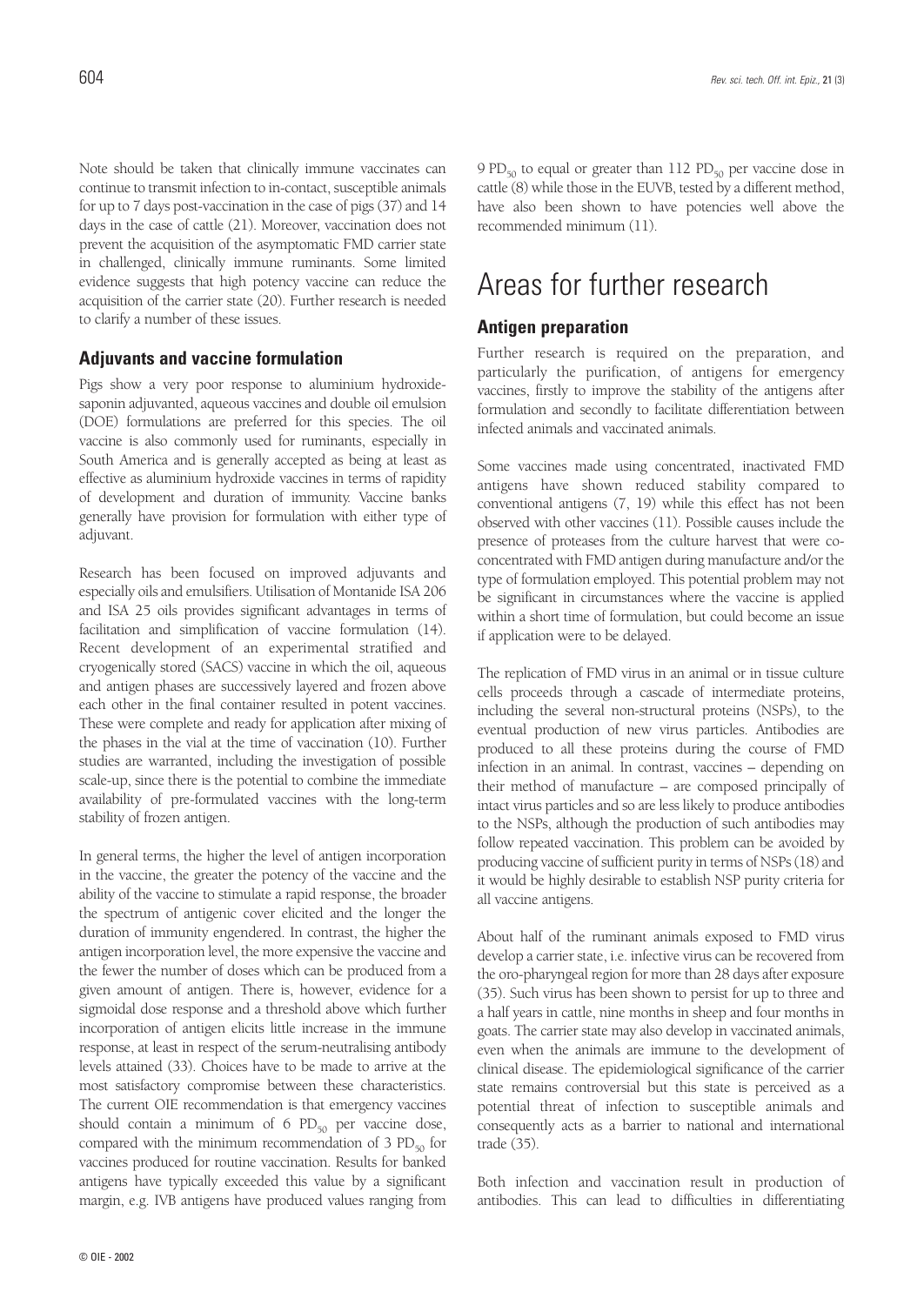Note should be taken that clinically immune vaccinates can continue to transmit infection to in-contact, susceptible animals for up to 7 days post-vaccination in the case of pigs (37) and 14 days in the case of cattle (21). Moreover, vaccination does not prevent the acquisition of the asymptomatic FMD carrier state in challenged, clinically immune ruminants. Some limited evidence suggests that high potency vaccine can reduce the acquisition of the carrier state (20). Further research is needed to clarify a number of these issues.

### Adjuvants and vaccine formulation

Pigs show a very poor response to aluminium hydroxide-saponin adjuvanted, aqueous vaccines and double oil emulsion (DOE) formulations are preferred for this species. The oil vaccine is also commonly used for ruminants, especially in South America and is generally accepted as being at least as effective as aluminium hydroxide vaccines in terms of rapidity of development and duration of immunity. Vaccine banks generally have provision for formulation with either type of adjuvant.

Research has been focused on improved adjuvants and especially oils and emulsifiers. Utilisation of Montanide ISA 206 and ISA 25 oils provides significant advantages in terms of facilitation and simplification of vaccine formulation (14). Recent development of an experimental stratified and cryogenically stored (SACS) vaccine in which the oil, aqueous and antigen phases are successively layered and frozen above each other in the final container resulted in potent vaccines. These were complete and ready for application after mixing of the phases in the vial at the time of vaccination (10). Further studies are warranted, including the investigation of possible scale-up, since there is the potential to combine the immediate availability of pre-formulated vaccines with the long-term stability of frozen antigen.

In general terms, the higher the level of antigen incorporation in the vaccine, the greater the potency of the vaccine and the ability of the vaccine to stimulate a rapid response, the broader the spectrum of antigenic cover elicited and the longer the duration of immunity engendered. In contrast, the higher the antigen incorporation level, the more expensive the vaccine and the fewer the number of doses which can be produced from a given amount of antigen. There is, however, evidence for a sigmoidal dose response and a threshold above which further incorporation of antigen elicits little increase in the immune response, at least in respect of the serum-neutralising antibody levels attained (33). Choices have to be made to arrive at the most satisfactory compromise between these characteristics. The current OIE recommendation is that emergency vaccines should contain a minimum of 6 $PD_{50}$ per vaccine dose, compared with the minimum recommendation of 3 $PD_{50}$ for vaccines produced for routine vaccination. Results for banked antigens have typically exceeded this value by a significant margin, e.g. IVB antigens have produced values ranging from 9 $PD_{50}$ to equal or greater than 112 $PD_{50}$ per vaccine dose in cattle (8) while those in the EUVB, tested by a different method, have also been shown to have potencies well above the recommended minimum (11).

# Areas for further research

### Antigen preparation

Further research is required on the preparation, and particularly the purification, of antigens for emergency vaccines, firstly to improve the stability of the antigens after formulation and secondly to facilitate differentiation between infected animals and vaccinated animals.

Some vaccines made using concentrated, inactivated FMD antigens have shown reduced stability compared to conventional antigens (7, 19) while this effect has not been observed with other vaccines (11). Possible causes include the presence of proteases from the culture harvest that were co-concentrated with FMD antigen during manufacture and/or the type of formulation employed. This potential problem may not be significant in circumstances where the vaccine is applied within a short time of formulation, but could become an issue if application were to be delayed.

The replication of FMD virus in an animal or in tissue culture cells proceeds through a cascade of intermediate proteins, including the several non-structural proteins (NSPs), to the eventual production of new virus particles. Antibodies are produced to all these proteins during the course of FMD infection in an animal. In contrast, vaccines – depending on their method of manufacture – are composed principally of intact virus particles and so are less likely to produce antibodies to the NSPs, although the production of such antibodies may follow repeated vaccination. This problem can be avoided by producing vaccine of sufficient purity in terms of NSPs (18) and it would be highly desirable to establish NSP purity criteria for all vaccine antigens.

About half of the ruminant animals exposed to FMD virus develop a carrier state, i.e. infective virus can be recovered from the oro-pharyngeal region for more than 28 days after exposure (35). Such virus has been shown to persist for up to three and a half years in cattle, nine months in sheep and four months in goats. The carrier state may also develop in vaccinated animals, even when the animals are immune to the development of clinical disease. The epidemiological significance of the carrier state remains controversial but this state is perceived as a potential threat of infection to susceptible animals and consequently acts as a barrier to national and international trade (35).

Both infection and vaccination result in production of antibodies. This can lead to difficulties in differentiating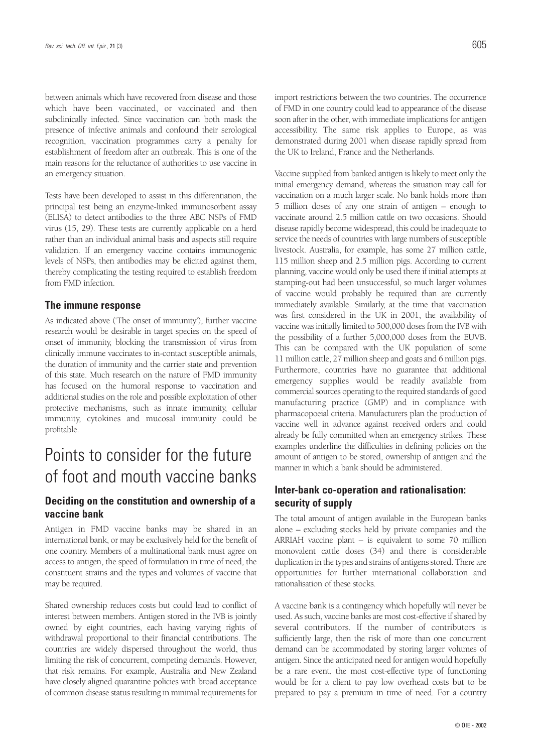between animals which have recovered from disease and those which have been vaccinated, or vaccinated and then subclinically infected. Since vaccination can both mask the presence of infective animals and confound their serological recognition, vaccination programmes carry a penalty for establishment of freedom after an outbreak. This is one of the main reasons for the reluctance of authorities to use vaccine in an emergency situation.

Tests have been developed to assist in this differentiation, the principal test being an enzyme-linked immunosorbent assay (ELISA) to detect antibodies to the three ABC NSPs of FMD virus (15, 29). These tests are currently applicable on a herd rather than an individual animal basis and aspects still require validation. If an emergency vaccine contains immunogenic levels of NSPs, then antibodies may be elicited against them, thereby complicating the testing required to establish freedom from FMD infection.

### The immune response

As indicated above ('The onset of immunity'), further vaccine research would be desirable in target species on the speed of onset of immunity, blocking the transmission of virus from clinically immune vaccinates to in-contact susceptible animals, the duration of immunity and the carrier state and prevention of this state. Much research on the nature of FMD immunity has focused on the humoral response to vaccination and additional studies on the role and possible exploitation of other protective mechanisms, such as innate immunity, cellular immunity, cytokines and mucosal immunity could be profitable.

## Points to consider for the future of foot and mouth vaccine banks

### Deciding on the constitution and ownership of a vaccine bank

Antigen in FMD vaccine banks may be shared in an international bank, or may be exclusively held for the benefit of one country. Members of a multinational bank must agree on access to antigen, the speed of formulation in time of need, the constituent strains and the types and volumes of vaccine that may be required.

Shared ownership reduces costs but could lead to conflict of interest between members. Antigen stored in the IVB is jointly owned by eight countries, each having varying rights of withdrawal proportional to their financial contributions. The countries are widely dispersed throughout the world, thus limiting the risk of concurrent, competing demands. However, that risk remains. For example, Australia and New Zealand have closely aligned quarantine policies with broad acceptance of common disease status resulting in minimal requirements for import restrictions between the two countries. The occurrence of FMD in one country could lead to appearance of the disease soon after in the other, with immediate implications for antigen accessibility. The same risk applies to Europe, as was demonstrated during 2001 when disease rapidly spread from the UK to Ireland, France and the Netherlands.

Vaccine supplied from banked antigen is likely to meet only the initial emergency demand, whereas the situation may call for vaccination on a much larger scale. No bank holds more than 5 million doses of any one strain of antigen – enough to vaccinate around 2.5 million cattle on two occasions. Should disease rapidly become widespread, this could be inadequate to service the needs of countries with large numbers of susceptible livestock. Australia, for example, has some 27 million cattle, 115 million sheep and 2.5 million pigs. According to current planning, vaccine would only be used there if initial attempts at stamping-out had been unsuccessful, so much larger volumes of vaccine would probably be required than are currently immediately available. Similarly, at the time that vaccination was first considered in the UK in 2001, the availability of vaccine was initially limited to 500,000 doses from the IVB with the possibility of a further 5,000,000 doses from the EUVB. This can be compared with the UK population of some 11 million cattle, 27 million sheep and goats and 6 million pigs. Furthermore, countries have no guarantee that additional emergency supplies would be readily available from commercial sources operating to the required standards of good manufacturing practice (GMP) and in compliance with pharmacopoeial criteria. Manufacturers plan the production of vaccine well in advance against received orders and could already be fully committed when an emergency strikes. These examples underline the difficulties in defining policies on the amount of antigen to be stored, ownership of antigen and the manner in which a bank should be administered.

### Inter-bank co-operation and rationalisation: security of supply

The total amount of antigen available in the European banks alone – excluding stocks held by private companies and the ARRIAH vaccine plant – is equivalent to some 70 million monovalent cattle doses (34) and there is considerable duplication in the types and strains of antigens stored. There are opportunities for further international collaboration and rationalisation of these stocks.

A vaccine bank is a contingency which hopefully will never be used. As such, vaccine banks are most cost-effective if shared by several contributors. If the number of contributors is sufficiently large, then the risk of more than one concurrent demand can be accommodated by storing larger volumes of antigen. Since the anticipated need for antigen would hopefully be a rare event, the most cost-effective type of functioning would be for a client to pay low overhead costs but to be prepared to pay a premium in time of need. For a country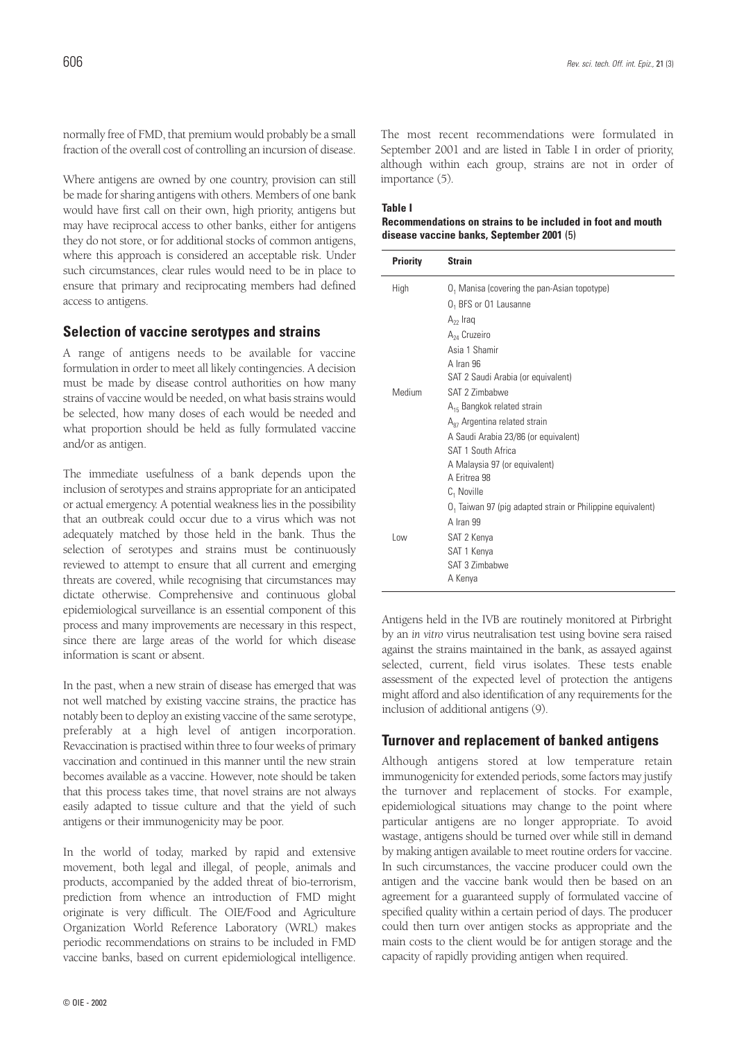normally free of FMD, that premium would probably be a small fraction of the overall cost of controlling an incursion of disease.

Where antigens are owned by one country, provision can still be made for sharing antigens with others. Members of one bank would have first call on their own, high priority, antigens but may have reciprocal access to other banks, either for antigens they do not store, or for additional stocks of common antigens, where this approach is considered an acceptable risk. Under such circumstances, clear rules would need to be in place to ensure that primary and reciprocating members had defined access to antigens.

## Selection of vaccine serotypes and strains

A range of antigens needs to be available for vaccine formulation in order to meet all likely contingencies. A decision must be made by disease control authorities on how many strains of vaccine would be needed, on what basis strains would be selected, how many doses of each would be needed and what proportion should be held as fully formulated vaccine and/or as antigen.

The immediate usefulness of a bank depends upon the inclusion of serotypes and strains appropriate for an anticipated or actual emergency. A potential weakness lies in the possibility that an outbreak could occur due to a virus which was not adequately matched by those held in the bank. Thus the selection of serotypes and strains must be continuously reviewed to attempt to ensure that all current and emerging threats are covered, while recognising that circumstances may dictate otherwise. Comprehensive and continuous global epidemiological surveillance is an essential component of this process and many improvements are necessary in this respect, since there are large areas of the world for which disease information is scant or absent.

In the past, when a new strain of disease has emerged that was not well matched by existing vaccine strains, the practice has notably been to deploy an existing vaccine of the same serotype, preferably at a high level of antigen incorporation. Revaccination is practised within three to four weeks of primary vaccination and continued in this manner until the new strain becomes available as a vaccine. However, note should be taken that this process takes time, that novel strains are not always easily adapted to tissue culture and that the yield of such antigens or their immunogenicity may be poor.

In the world of today, marked by rapid and extensive movement, both legal and illegal, of people, animals and products, accompanied by the added threat of bio-terrorism, prediction from whence an introduction of FMD might originate is very difficult. The OIE/Food and Agriculture Organization World Reference Laboratory (WRL) makes periodic recommendations on strains to be included in FMD vaccine banks, based on current epidemiological intelligence. The most recent recommendations were formulated in September 2001 and are listed in Table I in order of priority, although within each group, strains are not in order of importance (5).

**Table I**
**Recommendations on strains to be included in foot and mouth disease vaccine banks, September 2001 (5)**

| Priority | Strain |
|---|---|
| High | $O_1$ Manisa (covering the pan-Asian topotype) |
| | $O_1$ BFS or O1 Lausanne |
| | $A_{22}$ Iraq |
| | $A_{24}$ Cruzeiro |
| | Asia 1 Shamir |
| | A Iran 96 |
| | SAT 2 Saudi Arabia (or equivalent) |
| Medium | SAT 2 Zimbabwe |
| | $A_{15}$ Bangkok related strain |
| | $A_{87}$ Argentina related strain |
| | A Saudi Arabia 23/86 (or equivalent) |
| | SAT 1 South Africa |
| | A Malaysia 97 (or equivalent) |
| | A Eritrea 98 |
| | $C_1$ Noville |
| | $O_1$ Taiwan 97 (pig adapted strain or Philippine equivalent) |
| | A Iran 99 |
| Low | SAT 2 Kenya |
| | SAT 1 Kenya |
| | SAT 3 Zimbabwe |
| | A Kenya |

Antigens held in the IVB are routinely monitored at Pirbright by an *in vitro* virus neutralisation test using bovine sera raised against the strains maintained in the bank, as assayed against selected, current, field virus isolates. These tests enable assessment of the expected level of protection the antigens might afford and also identification of any requirements for the inclusion of additional antigens (9).

## Turnover and replacement of banked antigens

Although antigens stored at low temperature retain immunogenicity for extended periods, some factors may justify the turnover and replacement of stocks. For example, epidemiological situations may change to the point where particular antigens are no longer appropriate. To avoid wastage, antigens should be turned over while still in demand by making antigen available to meet routine orders for vaccine. In such circumstances, the vaccine producer could own the antigen and the vaccine bank would then be based on an agreement for a guaranteed supply of formulated vaccine of specified quality within a certain period of days. The producer could then turn over antigen stocks as appropriate and the main costs to the client would be for antigen storage and the capacity of rapidly providing antigen when required.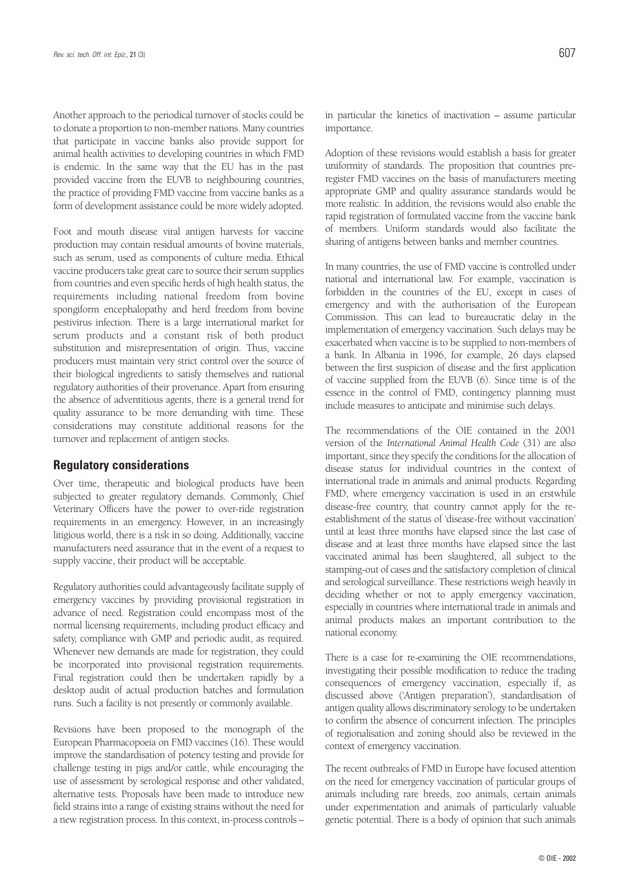Another approach to the periodical turnover of stocks could be to donate a proportion to non-member nations. Many countries that participate in vaccine banks also provide support for animal health activities to developing countries in which FMD is endemic. In the same way that the EU has in the past provided vaccine from the EUVB to neighbouring countries, the practice of providing FMD vaccine from vaccine banks as a form of development assistance could be more widely adopted.

Foot and mouth disease viral antigen harvests for vaccine production may contain residual amounts of bovine materials, such as serum, used as components of culture media. Ethical vaccine producers take great care to source their serum supplies from countries and even specific herds of high health status, the requirements including national freedom from bovine spongiform encephalopathy and herd freedom from bovine pestivirus infection. There is a large international market for serum products and a constant risk of both product substitution and misrepresentation of origin. Thus, vaccine producers must maintain very strict control over the source of their biological ingredients to satisfy themselves and national regulatory authorities of their provenance. Apart from ensuring the absence of adventitious agents, there is a general trend for quality assurance to be more demanding with time. These considerations may constitute additional reasons for the turnover and replacement of antigen stocks.

## Regulatory considerations

Over time, therapeutic and biological products have been subjected to greater regulatory demands. Commonly, Chief Veterinary Officers have the power to over-ride registration requirements in an emergency. However, in an increasingly litigious world, there is a risk in so doing. Additionally, vaccine manufacturers need assurance that in the event of a request to supply vaccine, their product will be acceptable.

Regulatory authorities could advantageously facilitate supply of emergency vaccines by providing provisional registration in advance of need. Registration could encompass most of the normal licensing requirements, including product efficacy and safety, compliance with GMP and periodic audit, as required. Whenever new demands are made for registration, they could be incorporated into provisional registration requirements. Final registration could then be undertaken rapidly by a desktop audit of actual production batches and formulation runs. Such a facility is not presently or commonly available.

Revisions have been proposed to the monograph of the European Pharmacopoeia on FMD vaccines (16). These would improve the standardisation of potency testing and provide for challenge testing in pigs and/or cattle, while encouraging the use of assessment by serological response and other validated, alternative tests. Proposals have been made to introduce new field strains into a range of existing strains without the need for a new registration process. In this context, in-process controls – in particular the kinetics of inactivation – assume particular importance.

Adoption of these revisions would establish a basis for greater uniformity of standards. The proposition that countries pre-register FMD vaccines on the basis of manufacturers meeting appropriate GMP and quality assurance standards would be more realistic. In addition, the revisions would also enable the rapid registration of formulated vaccine from the vaccine bank of members. Uniform standards would also facilitate the sharing of antigens between banks and member countries.

In many countries, the use of FMD vaccine is controlled under national and international law. For example, vaccination is forbidden in the countries of the EU, except in cases of emergency and with the authorisation of the European Commission. This can lead to bureaucratic delay in the implementation of emergency vaccination. Such delays may be exacerbated when vaccine is to be supplied to non-members of a bank. In Albania in 1996, for example, 26 days elapsed between the first suspicion of disease and the first application of vaccine supplied from the EUVB (6). Since time is of the essence in the control of FMD, contingency planning must include measures to anticipate and minimise such delays.

The recommendations of the OIE contained in the 2001 version of the *International Animal Health Code* (31) are also important, since they specify the conditions for the allocation of disease status for individual countries in the context of international trade in animals and animal products. Regarding FMD, where emergency vaccination is used in an erstwhile disease-free country, that country cannot apply for the re-establishment of the status of 'disease-free without vaccination' until at least three months have elapsed since the last case of disease and at least three months have elapsed since the last vaccinated animal has been slaughtered, all subject to the stamping-out of cases and the satisfactory completion of clinical and serological surveillance. These restrictions weigh heavily in deciding whether or not to apply emergency vaccination, especially in countries where international trade in animals and animal products makes an important contribution to the national economy.

There is a case for re-examining the OIE recommendations, investigating their possible modification to reduce the trading consequences of emergency vaccination, especially if, as discussed above ('Antigen preparation'), standardisation of antigen quality allows discriminatory serology to be undertaken to confirm the absence of concurrent infection. The principles of regionalisation and zoning should also be reviewed in the context of emergency vaccination.

The recent outbreaks of FMD in Europe have focused attention on the need for emergency vaccination of particular groups of animals including rare breeds, zoo animals, certain animals under experimentation and animals of particularly valuable genetic potential. There is a body of opinion that such animals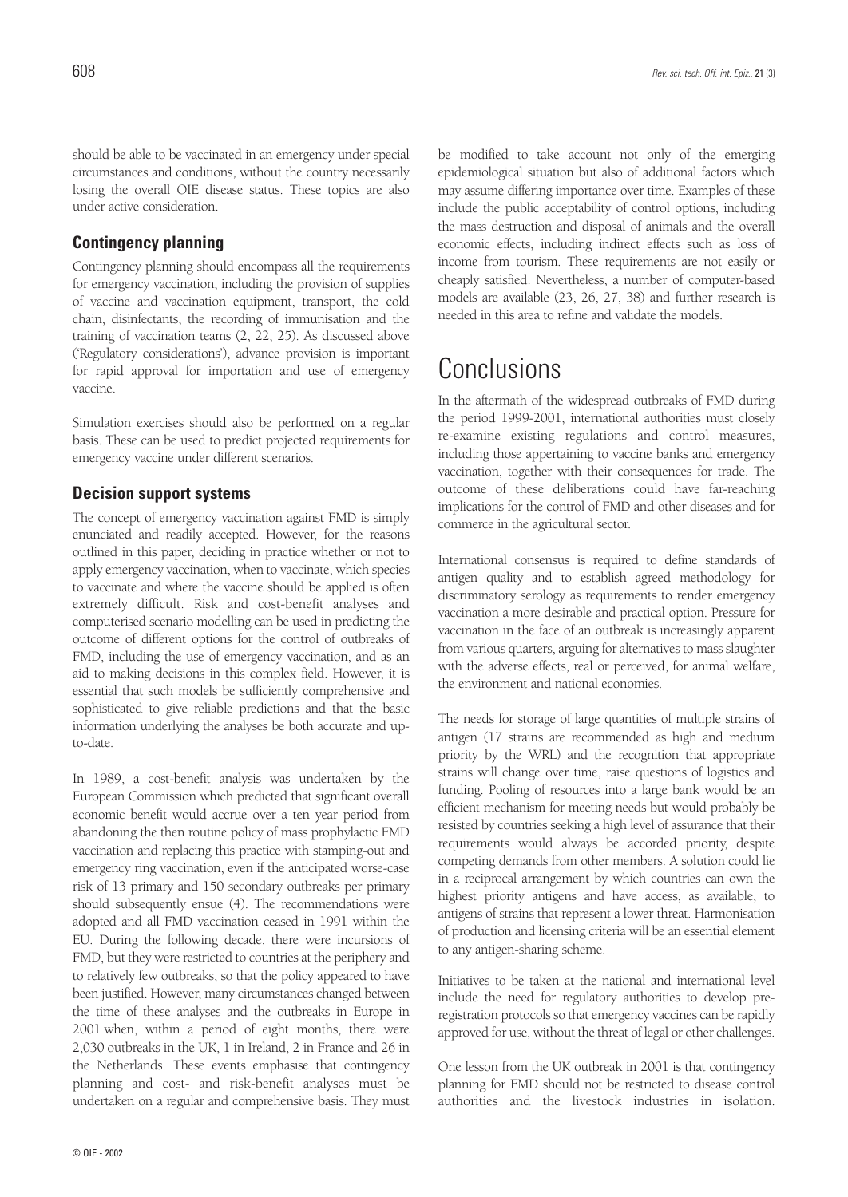should be able to be vaccinated in an emergency under special circumstances and conditions, without the country necessarily losing the overall OIE disease status. These topics are also under active consideration.

### Contingency planning

Contingency planning should encompass all the requirements for emergency vaccination, including the provision of supplies of vaccine and vaccination equipment, transport, the cold chain, disinfectants, the recording of immunisation and the training of vaccination teams (2, 22, 25). As discussed above ('Regulatory considerations'), advance provision is important for rapid approval for importation and use of emergency vaccine.

Simulation exercises should also be performed on a regular basis. These can be used to predict projected requirements for emergency vaccine under different scenarios.

### Decision support systems

The concept of emergency vaccination against FMD is simply enunciated and readily accepted. However, for the reasons outlined in this paper, deciding in practice whether or not to apply emergency vaccination, when to vaccinate, which species to vaccinate and where the vaccine should be applied is often extremely difficult. Risk and cost-benefit analyses and computerised scenario modelling can be used in predicting the outcome of different options for the control of outbreaks of FMD, including the use of emergency vaccination, and as an aid to making decisions in this complex field. However, it is essential that such models be sufficiently comprehensive and sophisticated to give reliable predictions and that the basic information underlying the analyses be both accurate and up-to-date.

In 1989, a cost-benefit analysis was undertaken by the European Commission which predicted that significant overall economic benefit would accrue over a ten year period from abandoning the then routine policy of mass prophylactic FMD vaccination and replacing this practice with stamping-out and emergency ring vaccination, even if the anticipated worse-case risk of 13 primary and 150 secondary outbreaks per primary should subsequently ensue (4). The recommendations were adopted and all FMD vaccination ceased in 1991 within the EU. During the following decade, there were incursions of FMD, but they were restricted to countries at the periphery and to relatively few outbreaks, so that the policy appeared to have been justified. However, many circumstances changed between the time of these analyses and the outbreaks in Europe in 2001 when, within a period of eight months, there were 2,030 outbreaks in the UK, 1 in Ireland, 2 in France and 26 in the Netherlands. These events emphasise that contingency planning and cost- and risk-benefit analyses must be undertaken on a regular and comprehensive basis. They must be modified to take account not only of the emerging epidemiological situation but also of additional factors which may assume differing importance over time. Examples of these include the public acceptability of control options, including the mass destruction and disposal of animals and the overall economic effects, including indirect effects such as loss of income from tourism. These requirements are not easily or cheaply satisfied. Nevertheless, a number of computer-based models are available (23, 26, 27, 38) and further research is needed in this area to refine and validate the models.

# Conclusions

In the aftermath of the widespread outbreaks of FMD during the period 1999-2001, international authorities must closely re-examine existing regulations and control measures, including those appertaining to vaccine banks and emergency vaccination, together with their consequences for trade. The outcome of these deliberations could have far-reaching implications for the control of FMD and other diseases and for commerce in the agricultural sector.

International consensus is required to define standards of antigen quality and to establish agreed methodology for discriminatory serology as requirements to render emergency vaccination a more desirable and practical option. Pressure for vaccination in the face of an outbreak is increasingly apparent from various quarters, arguing for alternatives to mass slaughter with the adverse effects, real or perceived, for animal welfare, the environment and national economies.

The needs for storage of large quantities of multiple strains of antigen (17 strains are recommended as high and medium priority by the WRL) and the recognition that appropriate strains will change over time, raise questions of logistics and funding. Pooling of resources into a large bank would be an efficient mechanism for meeting needs but would probably be resisted by countries seeking a high level of assurance that their requirements would always be accorded priority, despite competing demands from other members. A solution could lie in a reciprocal arrangement by which countries can own the highest priority antigens and have access, as available, to antigens of strains that represent a lower threat. Harmonisation of production and licensing criteria will be an essential element to any antigen-sharing scheme.

Initiatives to be taken at the national and international level include the need for regulatory authorities to develop pre-registration protocols so that emergency vaccines can be rapidly approved for use, without the threat of legal or other challenges.

One lesson from the UK outbreak in 2001 is that contingency planning for FMD should not be restricted to disease control authorities and the livestock industries in isolation.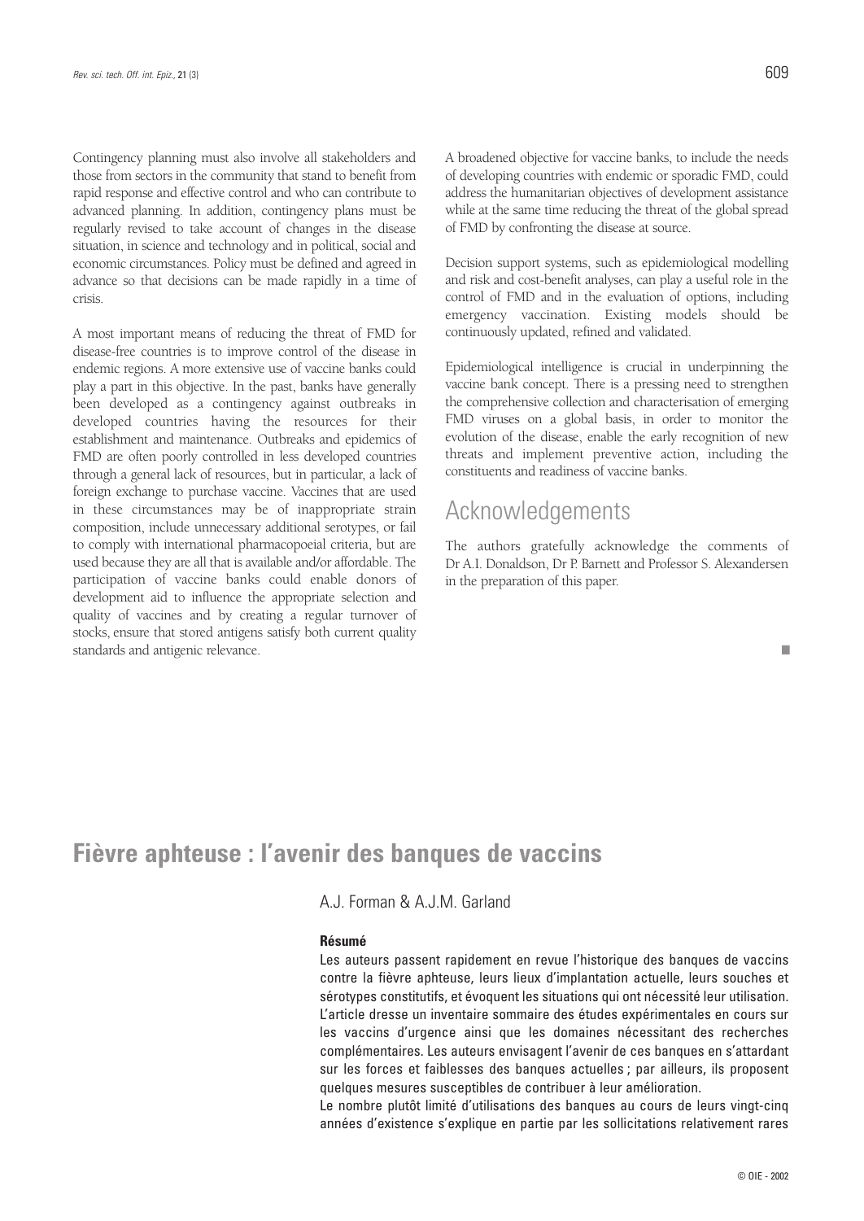Contingency planning must also involve all stakeholders and those from sectors in the community that stand to benefit from rapid response and effective control and who can contribute to advanced planning. In addition, contingency plans must be regularly revised to take account of changes in the disease situation, in science and technology and in political, social and economic circumstances. Policy must be defined and agreed in advance so that decisions can be made rapidly in a time of crisis.

A most important means of reducing the threat of FMD for disease-free countries is to improve control of the disease in endemic regions. A more extensive use of vaccine banks could play a part in this objective. In the past, banks have generally been developed as a contingency against outbreaks in developed countries having the resources for their establishment and maintenance. Outbreaks and epidemics of FMD are often poorly controlled in less developed countries through a general lack of resources, but in particular, a lack of foreign exchange to purchase vaccine. Vaccines that are used in these circumstances may be of inappropriate strain composition, include unnecessary additional serotypes, or fail to comply with international pharmacopoeial criteria, but are used because they are all that is available and/or affordable. The participation of vaccine banks could enable donors of development aid to influence the appropriate selection and quality of vaccines and by creating a regular turnover of stocks, ensure that stored antigens satisfy both current quality standards and antigenic relevance.

A broadened objective for vaccine banks, to include the needs of developing countries with endemic or sporadic FMD, could address the humanitarian objectives of development assistance while at the same time reducing the threat of the global spread of FMD by confronting the disease at source.

Decision support systems, such as epidemiological modelling and risk and cost-benefit analyses, can play a useful role in the control of FMD and in the evaluation of options, including emergency vaccination. Existing models should be continuously updated, refined and validated.

Epidemiological intelligence is crucial in underpinning the vaccine bank concept. There is a pressing need to strengthen the comprehensive collection and characterisation of emerging FMD viruses on a global basis, in order to monitor the evolution of the disease, enable the early recognition of new threats and implement preventive action, including the constituents and readiness of vaccine banks.

## Acknowledgements

The authors gratefully acknowledge the comments of Dr A.I. Donaldson, Dr P. Barnett and Professor S. Alexandersen in the preparation of this paper.

■

# Fièvre aphteuse : l'avenir des banques de vaccins

A.J. Forman & A.J.M. Garland

### Résumé

Les auteurs passent rapidement en revue l'historique des banques de vaccins contre la fièvre aphteuse, leurs lieux d'implantation actuelle, leurs souches et sérotypes constitutifs, et évoquent les situations qui ont nécessité leur utilisation. L'article dresse un inventaire sommaire des études expérimentales en cours sur les vaccins d'urgence ainsi que les domaines nécessitant des recherches complémentaires. Les auteurs envisagent l'avenir de ces banques en s'attardant sur les forces et faiblesses des banques actuelles ; par ailleurs, ils proposent quelques mesures susceptibles de contribuer à leur amélioration.

Le nombre plutôt limité d'utilisations des banques au cours de leurs vingt-cinq années d'existence s'explique en partie par les sollicitations relativement rares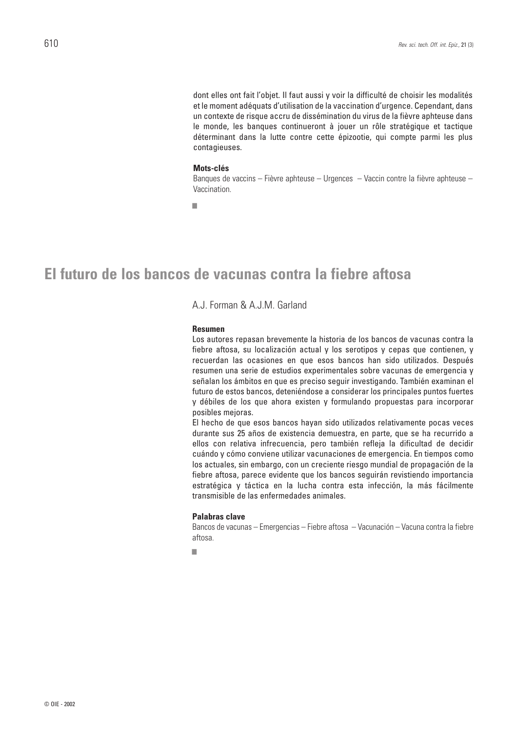dont elles ont fait l'objet. Il faut aussi y voir la difficulté de choisir les modalités et le moment adéquats d'utilisation de la vaccination d'urgence. Cependant, dans un contexte de risque accru de dissémination du virus de la fièvre aphteuse dans le monde, les banques continueront à jouer un rôle stratégique et tactique déterminant dans la lutte contre cette épizootie, qui compte parmi les plus contagieuses.

**Mots-clés**

Banques de vaccins – Fièvre aphteuse – Urgences – Vaccin contre la fièvre aphteuse – Vaccination.

■

# El futuro de los bancos de vacunas contra la fiebre aftosa

A.J. Forman & A.J.M. Garland

**Resumen**

Los autores repasan brevemente la historia de los bancos de vacunas contra la fiebre aftosa, su localización actual y los serotipos y cepas que contienen, y recuerdan las ocasiones en que esos bancos han sido utilizados. Después resumen una serie de estudios experimentales sobre vacunas de emergencia y señalan los ámbitos en que es preciso seguir investigando. También examinan el futuro de estos bancos, deteniéndose a considerar los principales puntos fuertes y débiles de los que ahora existen y formulando propuestas para incorporar posibles mejoras.

El hecho de que esos bancos hayan sido utilizados relativamente pocas veces durante sus 25 años de existencia demuestra, en parte, que se ha recurrido a ellos con relativa infrecuencia, pero también refleja la dificultad de decidir cuándo y cómo conviene utilizar vacunaciones de emergencia. En tiempos como los actuales, sin embargo, con un creciente riesgo mundial de propagación de la fiebre aftosa, parece evidente que los bancos seguirán revistiendo importancia estratégica y táctica en la lucha contra esta infección, la más fácilmente transmisible de las enfermedades animales.

**Palabras clave**

Bancos de vacunas – Emergencias – Fiebre aftosa – Vacunación – Vacuna contra la fiebre aftosa.

■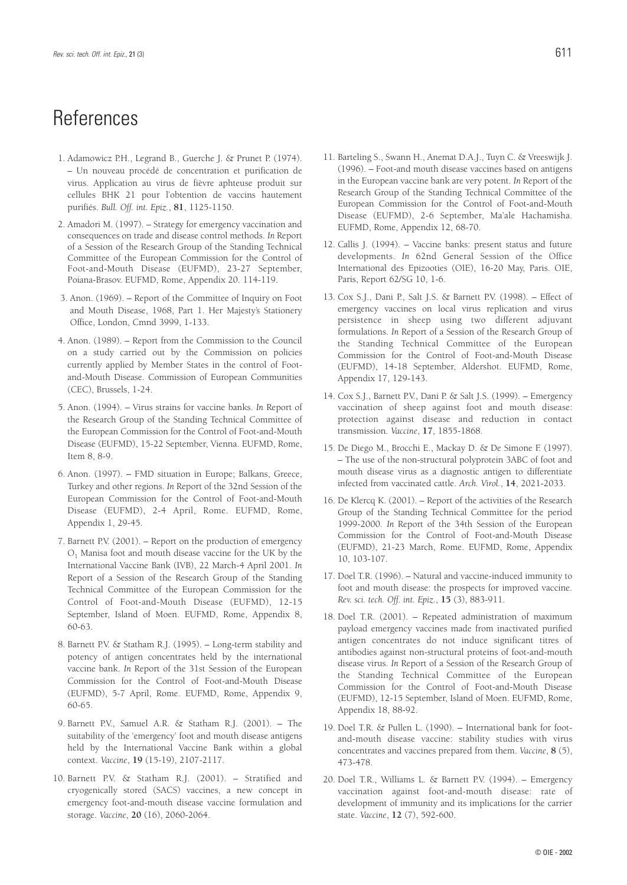# References

1. Adamowicz P.H., Legrand B., Guerche J. & Prunet P. (1974). – Un nouveau procédé de concentration et purification de virus. Application au virus de fièvre aphteuse produit sur cellules BHK 21 pour l'obtention de vaccins hautement purifiés. *Bull. Off. int. Epiz.*, **81**, 1125-1150.

2. Amadori M. (1997). – Strategy for emergency vaccination and consequences on trade and disease control methods. *In* Report of a Session of the Research Group of the Standing Technical Committee of the European Commission for the Control of Foot-and-Mouth Disease (EUFMD), 23-27 September, Poiana-Brasov. EUFMD, Rome, Appendix 20. 114-119.

3. Anon. (1969). – Report of the Committee of Inquiry on Foot and Mouth Disease, 1968, Part 1. Her Majesty's Stationery Office, London, Cmnd 3999, 1-133.

4. Anon. (1989). – Report from the Commission to the Council on a study carried out by the Commission on policies currently applied by Member States in the control of Foot-and-Mouth Disease. Commission of European Communities (CEC), Brussels, 1-24.

5. Anon. (1994). – Virus strains for vaccine banks. *In* Report of the Research Group of the Standing Technical Committee of the European Commission for the Control of Foot-and-Mouth Disease (EUFMD), 15-22 September, Vienna. EUFMD, Rome, Item 8, 8-9.

6. Anon. (1997). – FMD situation in Europe; Balkans, Greece, Turkey and other regions. *In* Report of the 32nd Session of the European Commission for the Control of Foot-and-Mouth Disease (EUFMD), 2-4 April, Rome. EUFMD, Rome, Appendix 1, 29-45.

7. Barnett P.V. (2001). – Report on the production of emergency $O_1$ Manisa foot and mouth disease vaccine for the UK by the International Vaccine Bank (IVB), 22 March-4 April 2001. *In* Report of a Session of the Research Group of the Standing Technical Committee of the European Commission for the Control of Foot-and-Mouth Disease (EUFMD), 12-15 September, Island of Moen. EUFMD, Rome, Appendix 8, 60-63.

8. Barnett P.V. & Statham R.J. (1995). – Long-term stability and potency of antigen concentrates held by the international vaccine bank. *In* Report of the 31st Session of the European Commission for the Control of Foot-and-Mouth Disease (EUFMD), 5-7 April, Rome. EUFMD, Rome, Appendix 9, 60-65.

9. Barnett P.V., Samuel A.R. & Statham R.J. (2001). – The suitability of the 'emergency' foot and mouth disease antigens held by the International Vaccine Bank within a global context. *Vaccine*, **19** (15-19), 2107-2117.

10. Barnett P.V. & Statham R.J. (2001). – Stratified and cryogenically stored (SACS) vaccines, a new concept in emergency foot-and-mouth disease vaccine formulation and storage. *Vaccine*, **20** (16), 2060-2064.

11. Barteling S., Swann H., Anemat D.A.J., Tuyn C. & Vreeswijk J. (1996). – Foot-and mouth disease vaccines based on antigens in the European vaccine bank are very potent. *In* Report of the Research Group of the Standing Technical Committee of the European Commission for the Control of Foot-and-Mouth Disease (EUFMD), 2-6 September, Ma'ale Hachamisha. EUFMD, Rome, Appendix 12, 68-70.

12. Callis J. (1994). – Vaccine banks: present status and future developments. *In* 62nd General Session of the Office International des Epizooties (OIE), 16-20 May, Paris. OIE, Paris, Report 62/SG 10, 1-6.

13. Cox S.J., Dani P., Salt J.S. & Barnett P.V. (1998). – Effect of emergency vaccines on local virus replication and virus persistence in sheep using two different adjuvant formulations. *In* Report of a Session of the Research Group of the Standing Technical Committee of the European Commission for the Control of Foot-and-Mouth Disease (EUFMD), 14-18 September, Aldershot. EUFMD, Rome, Appendix 17, 129-143.

14. Cox S.J., Barnett P.V., Dani P. & Salt J.S. (1999). – Emergency vaccination of sheep against foot and mouth disease: protection against disease and reduction in contact transmission. *Vaccine*, **17**, 1855-1868.

15. De Diego M., Brocchi E., Mackay D. & De Simone F. (1997). – The use of the non-structural polyprotein 3ABC of foot and mouth disease virus as a diagnostic antigen to differentiate infected from vaccinated cattle. *Arch. Virol.*, **14**, 2021-2033.

16. De Klercq K. (2001). – Report of the activities of the Research Group of the Standing Technical Committee for the period 1999-2000. *In* Report of the 34th Session of the European Commission for the Control of Foot-and-Mouth Disease (EUFMD), 21-23 March, Rome. EUFMD, Rome, Appendix 10, 103-107.

17. Doel T.R. (1996). – Natural and vaccine-induced immunity to foot and mouth disease: the prospects for improved vaccine. *Rev. sci. tech. Off. int. Epiz.*, **15** (3), 883-911.

18. Doel T.R. (2001). – Repeated administration of maximum payload emergency vaccines made from inactivated purified antigen concentrates do not induce significant titres of antibodies against non-structural proteins of foot-and-mouth disease virus. *In* Report of a Session of the Research Group of the Standing Technical Committee of the European Commission for the Control of Foot-and-Mouth Disease (EUFMD), 12-15 September, Island of Moen. EUFMD, Rome, Appendix 18, 88-92.

19. Doel T.R. & Pullen L. (1990). – International bank for foot-and-mouth disease vaccine: stability studies with virus concentrates and vaccines prepared from them. *Vaccine*, **8** (5), 473-478.

20. Doel T.R., Williams L. & Barnett P.V. (1994). – Emergency vaccination against foot-and-mouth disease: rate of development of immunity and its implications for the carrier state. *Vaccine*, **12** (7), 592-600.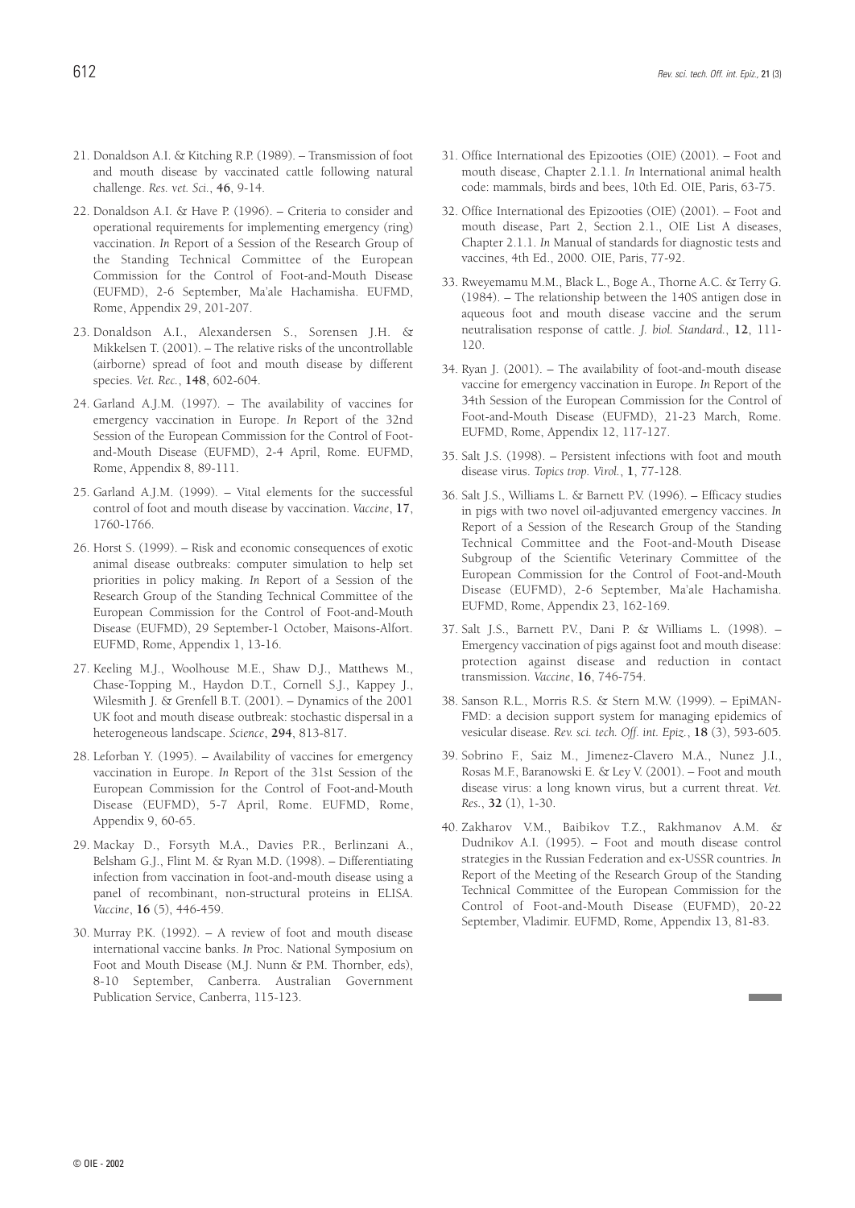21. Donaldson A.I. & Kitching R.P. (1989). – Transmission of foot and mouth disease by vaccinated cattle following natural challenge. *Res. vet. Sci.*, **46**, 9-14.

22. Donaldson A.I. & Have P. (1996). – Criteria to consider and operational requirements for implementing emergency (ring) vaccination. *In* Report of a Session of the Research Group of the Standing Technical Committee of the European Commission for the Control of Foot-and-Mouth Disease (EUFMD), 2-6 September, Ma'ale Hachamisha. EUFMD, Rome, Appendix 29, 201-207.

23. Donaldson A.I., Alexandersen S., Sorensen J.H. & Mikkelsen T. (2001). – The relative risks of the uncontrollable (airborne) spread of foot and mouth disease by different species. *Vet. Rec.*, **148**, 602-604.

24. Garland A.J.M. (1997). – The availability of vaccines for emergency vaccination in Europe. *In* Report of the 32nd Session of the European Commission for the Control of Foot-and-Mouth Disease (EUFMD), 2-4 April, Rome. EUFMD, Rome, Appendix 8, 89-111.

25. Garland A.J.M. (1999). – Vital elements for the successful control of foot and mouth disease by vaccination. *Vaccine*, **17**, 1760-1766.

26. Horst S. (1999). – Risk and economic consequences of exotic animal disease outbreaks: computer simulation to help set priorities in policy making. *In* Report of a Session of the Research Group of the Standing Technical Committee of the European Commission for the Control of Foot-and-Mouth Disease (EUFMD), 29 September-1 October, Maisons-Alfort. EUFMD, Rome, Appendix 1, 13-16.

27. Keeling M.J., Woolhouse M.E., Shaw D.J., Matthews M., Chase-Topping M., Haydon D.T., Cornell S.J., Kappey J., Wilesmith J. & Grenfell B.T. (2001). – Dynamics of the 2001 UK foot and mouth disease outbreak: stochastic dispersal in a heterogeneous landscape. *Science*, **294**, 813-817.

28. Leforban Y. (1995). – Availability of vaccines for emergency vaccination in Europe. *In* Report of the 31st Session of the European Commission for the Control of Foot-and-Mouth Disease (EUFMD), 5-7 April, Rome. EUFMD, Rome, Appendix 9, 60-65.

29. Mackay D., Forsyth M.A., Davies P.R., Berlinzani A., Belsham G.J., Flint M. & Ryan M.D. (1998). – Differentiating infection from vaccination in foot-and-mouth disease using a panel of recombinant, non-structural proteins in ELISA. *Vaccine*, **16** (5), 446-459.

30. Murray P.K. (1992). – A review of foot and mouth disease international vaccine banks. *In* Proc. National Symposium on Foot and Mouth Disease (M.J. Nunn & P.M. Thornber, eds), 8-10 September, Canberra. Australian Government Publication Service, Canberra, 115-123.

31. Office International des Epizooties (OIE) (2001). – Foot and mouth disease, Chapter 2.1.1. *In* International animal health code: mammals, birds and bees, 10th Ed. OIE, Paris, 63-75.

32. Office International des Epizooties (OIE) (2001). – Foot and mouth disease, Part 2, Section 2.1., OIE List A diseases, Chapter 2.1.1. *In* Manual of standards for diagnostic tests and vaccines, 4th Ed., 2000. OIE, Paris, 77-92.

33. Rweyemamu M.M., Black L., Boge A., Thorne A.C. & Terry G. (1984). – The relationship between the 140S antigen dose in aqueous foot and mouth disease vaccine and the serum neutralisation response of cattle. *J. biol. Standard.*, **12**, 111-120.

34. Ryan J. (2001). – The availability of foot-and-mouth disease vaccine for emergency vaccination in Europe. *In* Report of the 34th Session of the European Commission for the Control of Foot-and-Mouth Disease (EUFMD), 21-23 March, Rome. EUFMD, Rome, Appendix 12, 117-127.

35. Salt J.S. (1998). – Persistent infections with foot and mouth disease virus. *Topics trop. Virol.*, **1**, 77-128.

36. Salt J.S., Williams L. & Barnett P.V. (1996). – Efficacy studies in pigs with two novel oil-adjuvanted emergency vaccines. *In* Report of a Session of the Research Group of the Standing Technical Committee and the Foot-and-Mouth Disease Subgroup of the Scientific Veterinary Committee of the European Commission for the Control of Foot-and-Mouth Disease (EUFMD), 2-6 September, Ma'ale Hachamisha. EUFMD, Rome, Appendix 23, 162-169.

37. Salt J.S., Barnett P.V., Dani P. & Williams L. (1998). – Emergency vaccination of pigs against foot and mouth disease: protection against disease and reduction in contact transmission. *Vaccine*, **16**, 746-754.

38. Sanson R.L., Morris R.S. & Stern M.W. (1999). – EpiMAN-FMD: a decision support system for managing epidemics of vesicular disease. *Rev. sci. tech. Off. int. Epiz.*, **18** (3), 593-605.

39. Sobrino F., Saiz M., Jimenez-Clavero M.A., Nunez J.I., Rosas M.F., Baranowski E. & Ley V. (2001). – Foot and mouth disease virus: a long known virus, but a current threat. *Vet. Res.*, **32** (1), 1-30.

40. Zakharov V.M., Baibikov T.Z., Rakhmanov A.M. & Dudnikov A.I. (1995). – Foot and mouth disease control strategies in the Russian Federation and ex-USSR countries. *In* Report of the Meeting of the Research Group of the Standing Technical Committee of the European Commission for the Control of Foot-and-Mouth Disease (EUFMD), 20-22 September, Vladimir. EUFMD, Rome, Appendix 13, 81-83.